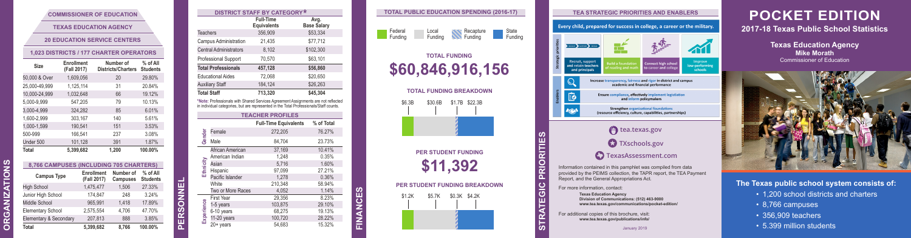# POCKET EDITION

## 2017-18 Texas Public School Statistics

**Texas Education Agency**
**Mike Morath**
Commissioner of Education

### The Texas public school system consists of:

- 1,200 school districts and charters
- 8,766 campuses
- 356,909 teachers
- 5.399 million students

## ORGANIZATIONS

**COMMISSIONER OF EDUCATION**

**TEXAS EDUCATION AGENCY**

**20 EDUCATION SERVICE CENTERS**

### 1,023 DISTRICTS / 177 CHARTER OPERATORS

| Size | Enrollment (Fall 2017) | Number of Districts/Charters | % of All Students |
|---|---|---|---|
| 50,000 & Over | 1,609,056 | 20 | 29.80% |
| 25,000-49,999 | 1,125,114 | 31 | 20.84% |
| 10,000-24,999 | 1,032,648 | 66 | 19.12% |
| 5,000-9,999 | 547,205 | 79 | 10.13% |
| 3,000-4,999 | 324,282 | 85 | 6.01% |
| 1,600-2,999 | 303,167 | 140 | 5.61% |
| 1,000-1,599 | 190,541 | 151 | 3.53% |
| 500-999 | 166,541 | 237 | 3.08% |
| Under 500 | 101,128 | 391 | 1.87% |
| Total | 5,399,682 | 1,200 | 100.00% |

### 8,766 CAMPUSES (INCLUDING 705 CHARTERS)

| Campus Type | Enrollment (Fall 2017) | Number of Campuses | % of All Students |
|---|---|---|---|
| High School | 1,475,477 | 1,506 | 27.33% |
| Junior High School | 174,847 | 248 | 3.24% |
| Middle School | 965,991 | 1,418 | 17.89% |
| Elementary School | 2,575,554 | 4,706 | 47.70% |
| Elementary & Secondary | 207,813 | 888 | 3.85% |
| Total | 5,399,682 | 8,766 | 100.00% |

## PERSONNEL

### DISTRICT STAFF BY CATEGORY*

| | Full-Time Equivalents | Avg. Base Salary |
|---|---|---|
| Teachers | 356,909 | $53,334 |
| Campus Administration | 21,435 | $77,712 |
| Central Administrators | 8,102 | $102,300 |
| Professional Support | 70,570 | $63,101 |
| Total Professionals | 457,128 | $56,860 |
| Educational Aides | 72,068 | $20,650 |
| Auxiliary Staff | 184,124 | $26,263 |
| Total Staff | 713,320 | $45,304 |

*Note: Professionals with Shared Services Agreement Assignments are not reflected in individual categories, but are represented in the Total Professionals/Staff counts.

### TEACHER PROFILES

| | | Full-Time Equivalents | % of Total |
|---|---|---|---|
| Gender | Female | 272,205 | 76.27% |
| | Male | 84,704 | 23.73% |
| Ethnicity | African American | 37,169 | 10.41% |
| | American Indian | 1,248 | 0.35% |
| | Asian | 5,716 | 1.60% |
| | Hispanic | 97,099 | 27.21% |
| | Pacific Islander | 1,278 | 0.36% |
| | White | 210,348 | 58.94% |
| | Two or More Races | 4,052 | 1.14% |
| Experience | First Year | 29,356 | 8.23% |
| | 1-5 years | 103,875 | 29.10% |
| | 6-10 years | 68,275 | 19.13% |
| | 11-20 years | 100,720 | 28.22% |
| | 20+ years | 54,683 | 15.32% |

## FINANCES

### TOTAL PUBLIC EDUCATION SPENDING (2016-17)

Federal Funding | Local Funding | Recapture Funding | State Funding

### TOTAL FUNDING

**$60,846,916,156**

### TOTAL FUNDING BREAKDOWN

$6.3B | $30.6B | $1.7B | $22.3B

### PER STUDENT FUNDING

**$11,392**

### PER STUDENT FUNDING BREAKDOWN

$1.2K | $5.7K | $0.3K | $4.2K

## STRATEGIC PRIORITIES

### TEA STRATEGIC PRIORITIES AND ENABLERS

Every child, prepared for success in college, a career or the military.

**Strategic priorities**

- Recruit, support and retain teachers and principals
- Build a foundation of reading and math
- Connect high school to career and college
- Improve low-performing schools

**Enablers**

- Increase transparency, fairness and rigor in district and campus academic and financial performance
- Ensure compliance, effectively implement legislation and inform policymakers
- Strengthen organizational foundations (resource efficiency, culture, capabilities, partnerships)

tea.texas.gov

TXschools.gov

TexasAssessment.com

Information contained in this pamphlet was compiled from data provided by the PEIMS collection, the TAPR report, the TEA Payment Report, and the General Appropriations Act.

For more information, contact:

**Texas Education Agency**
**Division of Communications: (512) 463-9000**
**www.tea.texas.gov/communications/pocket-edition/**

For additional copies of this brochure, visit:
**www.tea.texas.gov/publications/info/**

January 2019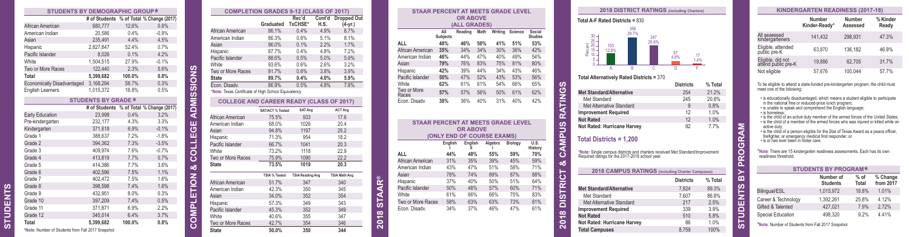# STUDENTS

## STUDENTS BY DEMOGRAPHIC GROUP*

| | # of Students | % of Total | % Change (2017) |
|---|---|---|---|
| African American | 680,777 | 12.6% | 0.9% |
| American Indian | 20,586 | 0.4% | -0.9% |
| Asian | 235,491 | 4.4% | 4.5% |
| Hispanic | 2,827,847 | 52.4% | 0.7% |
| Pacific Islander | 8,026 | 0.1% | 4.2% |
| White | 1,504,515 | 27.9% | -0.1% |
| Two or More Races | 122,440 | 2.3% | 5.6% |
| Total | 5,399,682 | 100.0% | 0.8% |
| Economically Disadvantaged | 3,168,294 | 58.7% | 0.3% |
| English Learners | 1,015,372 | 18.8% | 0.5% |

## STUDENTS BY GRADE*

| | # of Students | % of Total | % Change (2017) |
|---|---|---|---|
| Early Education | 23,998 | 0.4% | 3.2% |
| Pre-kindergarten | 232,177 | 4.3% | 3.3% |
| Kindergarten | 371,618 | 6.9% | -0.1% |
| Grade 1 | 388,637 | 7.2% | -1.8% |
| Grade 2 | 394,362 | 7.3% | -3.5% |
| Grade 3 | 409,974 | 7.6% | -0.7% |
| Grade 4 | 413,819 | 7.7% | 0.7% |
| Grade 5 | 414,386 | 7.7% | 3.6% |
| Grade 6 | 402,596 | 7.5% | 1.1% |
| Grade 7 | 402,472 | 7.5% | 1.6% |
| Grade 8 | 398,598 | 7.4% | 1.6% |
| Grade 9 | 432,951 | 8.0% | 0.3% |
| Grade 10 | 397,209 | 7.4% | 0.5% |
| Grade 11 | 371,871 | 6.9% | 2.2% |
| Grade 12 | 345,014 | 6.4% | 3.7% |
| Total | 5,399,682 | 100.0% | 0.8% |

*Note: Number of Students from Fall 2017 Snapshot

# COMPLETION & COLLEGE ADMISSIONS

## COMPLETION GRADES 9-12 (CLASS OF 2017)

| | Graduated | Rec'd TxCHSE* | Cont'd H.S. | Dropped Out (4-yr.) |
|---|---|---|---|---|
| African American | 86.1% | 0.4% | 4.9% | 8.7% |
| American Indian | 86.3% | 0.6% | 5.1% | 8.1% |
| Asian | 96.0% | 0.1% | 2.2% | 1.7% |
| Hispanic | 87.7% | 0.4% | 4.8% | 7.2% |
| Pacific Islander | 88.6% | 0.5% | 5.0% | 5.9% |
| White | 93.6% | 0.6% | 2.6% | 3.2% |
| Two or More Races | 91.7% | 0.6% | 3.8% | 3.9% |
| State | 89.7% | 0.4% | 4.0% | 5.9% |
| Econ. Disadv. | 86.9% | 0.5% | 4.8% | 7.8% |

*Note: Texas Certificate of High School Equivalency

## COLLEGE AND CAREER READY (CLASS OF 2017)

| | SAT/ACT % Tested | SAT Avg | ACT Avg |
|---|---|---|---|
| African American | 75.5% | 933 | 17.6 |
| American Indian | 68.0% | 1026 | 20.4 |
| Asian | 94.8% | 1197 | 25.2 |
| Hispanic | 71.3% | 954 | 18.2 |
| Pacific Islander | 66.7% | 1041 | 20.3 |
| White | 73.2% | 1118 | 22.9 |
| Two or More Races | 75.9% | 1090 | 22.2 |
| State | 73.5% | 1019 | 20.3 |

| | TSIA % Tested | TSIA Reading Avg | TSIA Math Avg |
|---|---|---|---|
| African American | 51.7% | 347 | 340 |
| American Indian | 42.3% | 350 | 345 |
| Asian | 34.0% | 352 | 354 |
| Hispanic | 57.3% | 349 | 343 |
| Pacific Islander | 45.3% | 352 | 349 |
| White | 40.6% | 355 | 347 |
| Two or More Races | 42.7% | 354 | 346 |
| State | 50.0% | 350 | 344 |

# 2018 STAAR®

## STAAR PERCENT AT MEETS GRADE LEVEL OR ABOVE (ALL GRADES)

| | All Subjects | Reading | Math | Writing | Science | Social Studies |
|---|---|---|---|---|---|---|
| ALL | 48% | 46% | 50% | 41% | 51% | 53% |
| African American | 35% | 34% | 34% | 30% | 36% | 42% |
| American Indian | 46% | 44% | 47% | 40% | 49% | 54% |
| Asian | 79% | 76% | 83% | 75% | 81% | 80% |
| Hispanic | 42% | 39% | 44% | 34% | 43% | 46% |
| Pacific Islander | 50% | 47% | 52% | 43% | 53% | 56% |
| White | 62% | 61% | 61% | 54% | 66% | 65% |
| Two or More Races | 57% | 57% | 56% | 50% | 61% | 62% |
| Econ. Disadv. | 38% | 36% | 40% | 31% | 40% | 42% |

## STAAR PERCENT AT MEETS GRADE LEVEL OR ABOVE (ONLY END OF COURSE EXAMS)

| | English I | English II | Algebra I | Biology | U.S. History |
|---|---|---|---|---|---|
| ALL | 44% | 48% | 55% | 59% | 70% |
| African American | 31% | 35% | 39% | 45% | 59% |
| American Indian | 43% | 47% | 51% | 58% | 71% |
| Asian | 78% | 74% | 89% | 87% | 88% |
| Hispanic | 37% | 40% | 50% | 51% | 64% |
| Pacific Islander | 50% | 48% | 57% | 60% | 71% |
| White | 61% | 66% | 66% | 75% | 83% |
| Two or More Races | 58% | 63% | 63% | 73% | 81% |
| Econ. Disadv. | 34% | 37% | 46% | 47% | 61% |

# 2018 DISTRICT & CAMPUS RATINGS

## 2018 DISTRICT RATINGS (including Charters)

Total A-F Rated Districts = 830

Percent

30
25
20
15
10
5
0

153 12.8%
356 29.7%
247 20.6%
57 4.8%
17 1.4%

A B C D F

Total Alternatively Rated Districts = 370

| | Districts | % Total |
|---|---|---|
| Met Standard/Alternative | 254 | 21.2% |
| Met Standard | 245 | 20.8% |
| Met Alternative Standard | 9 | 0.8% |
| Improvement Required | 12 | 1.0% |
| Not Rated | 12 | 1.0% |
| Not Rated: Hurricane Harvey | 92 | 7.7% |

## Total Districts = 1,200

*Note: Single campus districts and charters received Met Standard/Improvement Required ratings for the 2017-2018 school year.

## 2018 CAMPUS RATINGS (including Charter Campuses)

| | Districts | % Total |
|---|---|---|
| Met Standard/Alternative | 7,824 | 89.3% |
| Met Standard | 7,607 | 86.8% |
| Met Alternative Standard | 217 | 2.5% |
| Improvement Required | 339 | 3.9% |
| Not Rated | 510 | 5.8% |
| Not Rated: Hurricane Harvey | 86 | 1.0% |
| Total Campuses | 8,759 | 100% |

# STUDENTS BY PROGRAM

## KINDERGARTEN READINESS (2017-18)

| | Number Kinder-Ready* | Number Assessed | % Kinder Ready |
|---|---|---|---|
| All assessed kindergarteners | 141,432 | 298,931 | 47.3% |
| Eligible, attended public pre-K | 63,870 | 136,182 | 46.9% |
| Eligible, did not attend public pre-K | 19,886 | 62,705 | 31.7% |
| Not eligible | 57,676 | 100,044 | 57.7% |

To be eligible to attend a state-funded pre-kindergarten program, the child must meet one of the following:

- is educationally disadvantaged, which means a student eligible to participate in the national free or reduced-price lunch program;
- is unable to speak and comprehend the English language;
- is homeless;
- is the child of an active duty member of the armed forces of the United States;
- is the child of a member of the armed forces who was injured or killed while on active duty;
- is the child of a person eligible for the Star of Texas Award as a peace officer, firefighter, or emergency medical first responder; or
- is or has ever been in foster care.

*Note: There are 15 kindergarten readiness assessments. Each has its own readiness threshold.

## STUDENTS BY PROGRAM*

| | Number of Students | % of Total | % Change from 2017 |
|---|---|---|---|
| Bilingual/ESL | 1,015,972 | 18.8% | 1.01% |
| Career & Technology | 1,392,261 | 25.8% | 4.12% |
| Gifted & Talented | 427,021 | 7.9% | 2.72% |
| Special Education | 498,320 | 9.2% | 4.41% |

*Note: Number of Students from Fall 2017 Snapshot